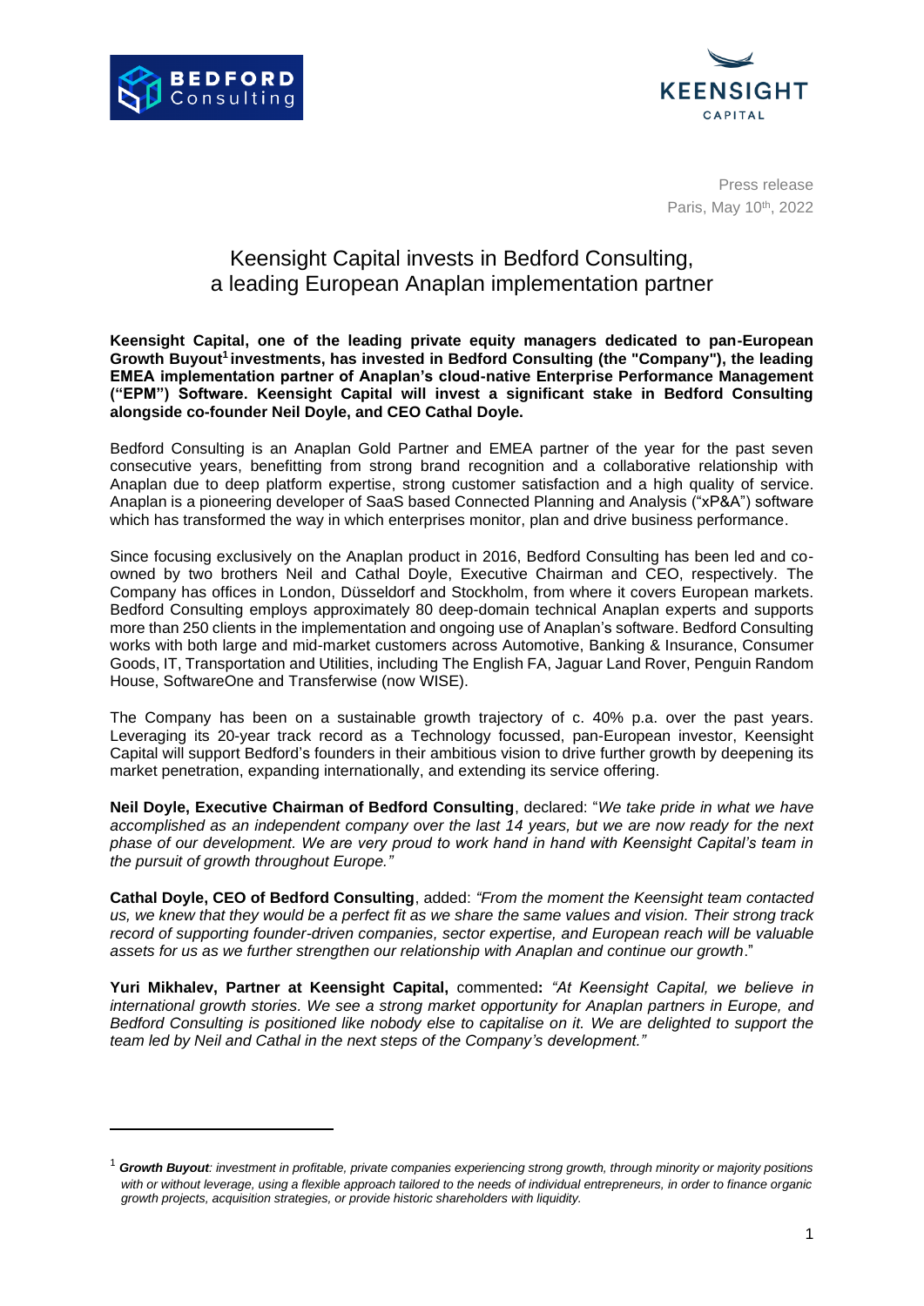Press release
Paris, May 10th, 2022

# Keensight Capital invests in Bedford Consulting, a leading European Anaplan implementation partner

**Keensight Capital, one of the leading private equity managers dedicated to pan-European Growth Buyout[1] investments, has invested in Bedford Consulting (the "Company"), the leading EMEA implementation partner of Anaplan's cloud-native Enterprise Performance Management ("EPM") Software. Keensight Capital will invest a significant stake in Bedford Consulting alongside co-founder Neil Doyle, and CEO Cathal Doyle.**

Bedford Consulting is an Anaplan Gold Partner and EMEA partner of the year for the past seven consecutive years, benefitting from strong brand recognition and a collaborative relationship with Anaplan due to deep platform expertise, strong customer satisfaction and a high quality of service. Anaplan is a pioneering developer of SaaS based Connected Planning and Analysis ("xP&A") software which has transformed the way in which enterprises monitor, plan and drive business performance.

Since focusing exclusively on the Anaplan product in 2016, Bedford Consulting has been led and co-owned by two brothers Neil and Cathal Doyle, Executive Chairman and CEO, respectively. The Company has offices in London, Düsseldorf and Stockholm, from where it covers European markets. Bedford Consulting employs approximately 80 deep-domain technical Anaplan experts and supports more than 250 clients in the implementation and ongoing use of Anaplan's software. Bedford Consulting works with both large and mid-market customers across Automotive, Banking & Insurance, Consumer Goods, IT, Transportation and Utilities, including The English FA, Jaguar Land Rover, Penguin Random House, SoftwareOne and Transferwise (now WISE).

The Company has been on a sustainable growth trajectory of c. 40% p.a. over the past years. Leveraging its 20-year track record as a Technology focussed, pan-European investor, Keensight Capital will support Bedford's founders in their ambitious vision to drive further growth by deepening its market penetration, expanding internationally, and extending its service offering.

**Neil Doyle, Executive Chairman of Bedford Consulting**, declared: "*We take pride in what we have accomplished as an independent company over the last 14 years, but we are now ready for the next phase of our development. We are very proud to work hand in hand with Keensight Capital's team in the pursuit of growth throughout Europe."*

**Cathal Doyle, CEO of Bedford Consulting**, added: *"From the moment the Keensight team contacted us, we knew that they would be a perfect fit as we share the same values and vision. Their strong track record of supporting founder-driven companies, sector expertise, and European reach will be valuable assets for us as we further strengthen our relationship with Anaplan and continue our growth*."

**Yuri Mikhalev, Partner at Keensight Capital,** commented**:** *"At Keensight Capital, we believe in international growth stories. We see a strong market opportunity for Anaplan partners in Europe, and Bedford Consulting is positioned like nobody else to capitalise on it. We are delighted to support the team led by Neil and Cathal in the next steps of the Company's development."*

---

[1] ***Growth Buyout****: investment in profitable, private companies experiencing strong growth, through minority or majority positions with or without leverage, using a flexible approach tailored to the needs of individual entrepreneurs, in order to finance organic growth projects, acquisition strategies, or provide historic shareholders with liquidity.*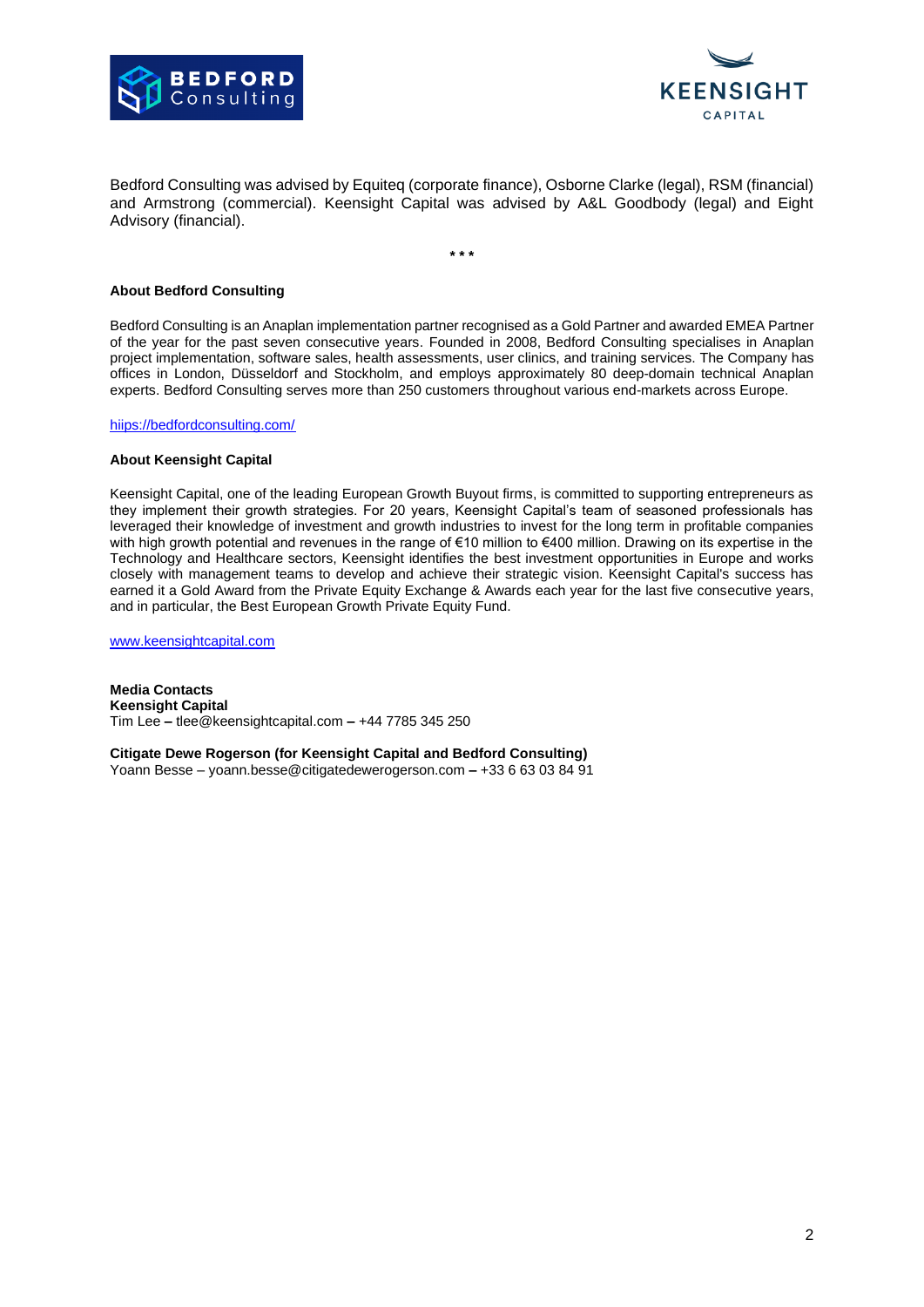Bedford Consulting was advised by Equiteq (corporate finance), Osborne Clarke (legal), RSM (financial) and Armstrong (commercial). Keensight Capital was advised by A&L Goodbody (legal) and Eight Advisory (financial).

\* \* \*

**About Bedford Consulting**

Bedford Consulting is an Anaplan implementation partner recognised as a Gold Partner and awarded EMEA Partner of the year for the past seven consecutive years. Founded in 2008, Bedford Consulting specialises in Anaplan project implementation, software sales, health assessments, user clinics, and training services. The Company has offices in London, Düsseldorf and Stockholm, and employs approximately 80 deep-domain technical Anaplan experts. Bedford Consulting serves more than 250 customers throughout various end-markets across Europe.

hiips://bedfordconsulting.com/

**About Keensight Capital**

Keensight Capital, one of the leading European Growth Buyout firms, is committed to supporting entrepreneurs as they implement their growth strategies. For 20 years, Keensight Capital's team of seasoned professionals has leveraged their knowledge of investment and growth industries to invest for the long term in profitable companies with high growth potential and revenues in the range of €10 million to €400 million. Drawing on its expertise in the Technology and Healthcare sectors, Keensight identifies the best investment opportunities in Europe and works closely with management teams to develop and achieve their strategic vision. Keensight Capital's success has earned it a Gold Award from the Private Equity Exchange & Awards each year for the last five consecutive years, and in particular, the Best European Growth Private Equity Fund.

www.keensightcapital.com

**Media Contacts**
**Keensight Capital**
Tim Lee – tlee@keensightcapital.com – +44 7785 345 250

**Citigate Dewe Rogerson (for Keensight Capital and Bedford Consulting)**
Yoann Besse – yoann.besse@citigatedewerogerson.com – +33 6 63 03 84 91